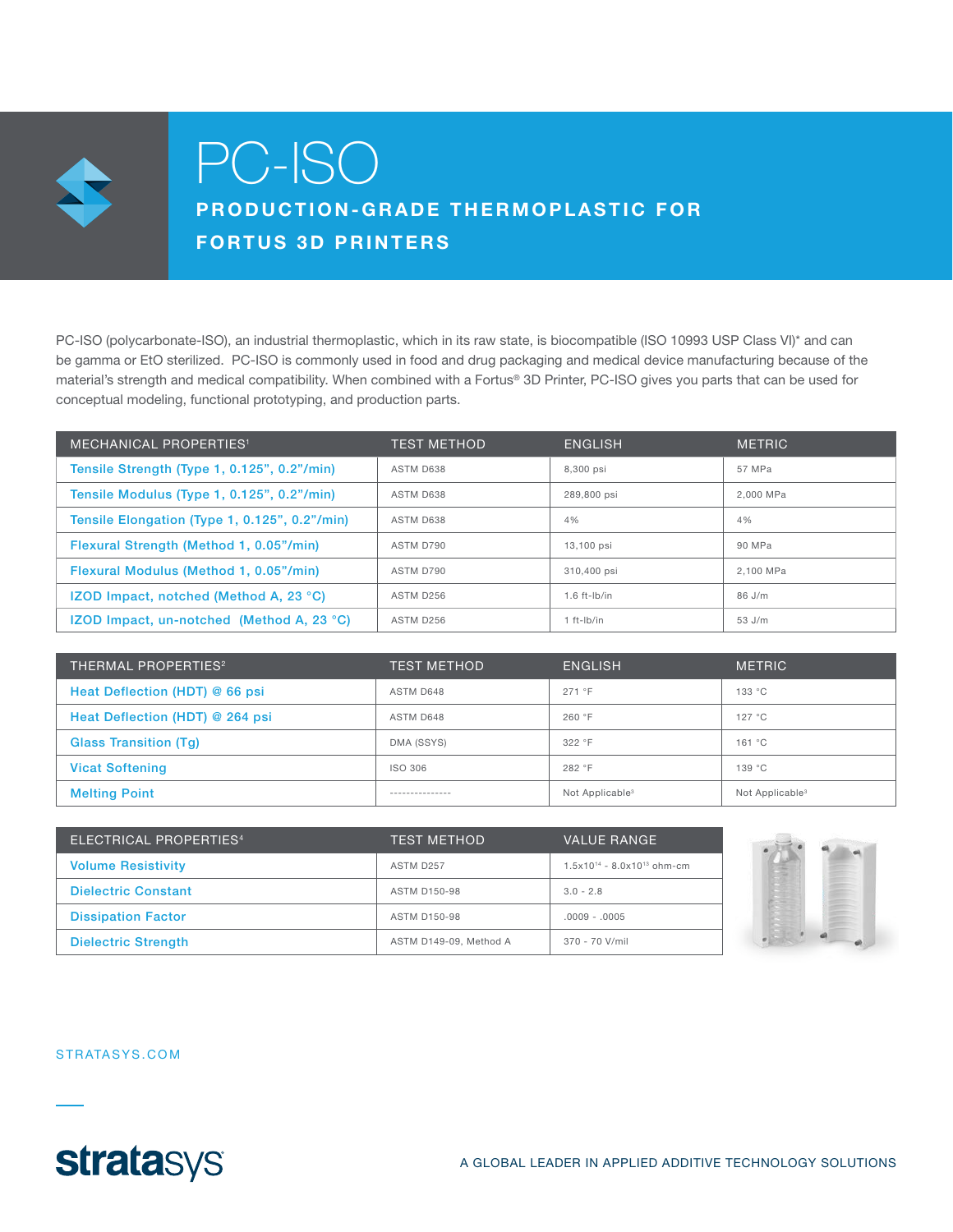# PC-ISO

## PRODUCTION-GRADE THERMOPLASTIC FOR FORTUS 3D PRINTERS

PC-ISO (polycarbonate-ISO), an industrial thermoplastic, which in its raw state, is biocompatible (ISO 10993 USP Class VI)* and can be gamma or EtO sterilized. PC-ISO is commonly used in food and drug packaging and medical device manufacturing because of the material's strength and medical compatibility. When combined with a Fortus® 3D Printer, PC-ISO gives you parts that can be used for conceptual modeling, functional prototyping, and production parts.

| MECHANICAL PROPERTIES[1] | TEST METHOD | ENGLISH | METRIC |
|---|---|---|---|
| Tensile Strength (Type 1, 0.125", 0.2"/min) | ASTM D638 | 8,300 psi | 57 MPa |
| Tensile Modulus (Type 1, 0.125", 0.2"/min) | ASTM D638 | 289,800 psi | 2,000 MPa |
| Tensile Elongation (Type 1, 0.125", 0.2"/min) | ASTM D638 | 4% | 4% |
| Flexural Strength (Method 1, 0.05"/min) | ASTM D790 | 13,100 psi | 90 MPa |
| Flexural Modulus (Method 1, 0.05"/min) | ASTM D790 | 310,400 psi | 2,100 MPa |
| IZOD Impact, notched (Method A, 23 °C) | ASTM D256 | 1.6 ft-lb/in | 86 J/m |
| IZOD Impact, un-notched (Method A, 23 °C) | ASTM D256 | 1 ft-lb/in | 53 J/m |

| THERMAL PROPERTIES[2] | TEST METHOD | ENGLISH | METRIC |
|---|---|---|---|
| Heat Deflection (HDT) @ 66 psi | ASTM D648 | 271 °F | 133 °C |
| Heat Deflection (HDT) @ 264 psi | ASTM D648 | 260 °F | 127 °C |
| Glass Transition (Tg) | DMA (SSYS) | 322 °F | 161 °C |
| Vicat Softening | ISO 306 | 282 °F | 139 °C |
| Melting Point | --------------- | Not Applicable[3] | Not Applicable[3] |

| ELECTRICAL PROPERTIES[4] | TEST METHOD | VALUE RANGE |
|---|---|---|
| Volume Resistivity | ASTM D257 | $1.5 \times 10^{14}$ - $8.0 \times 10^{13}$ ohm-cm |
| Dielectric Constant | ASTM D150-98 | 3.0 - 2.8 |
| Dissipation Factor | ASTM D150-98 | .0009 - .0005 |
| Dielectric Strength | ASTM D149-09, Method A | 370 - 70 V/mil |

STRATASYS.COM

stratasys

A GLOBAL LEADER IN APPLIED ADDITIVE TECHNOLOGY SOLUTIONS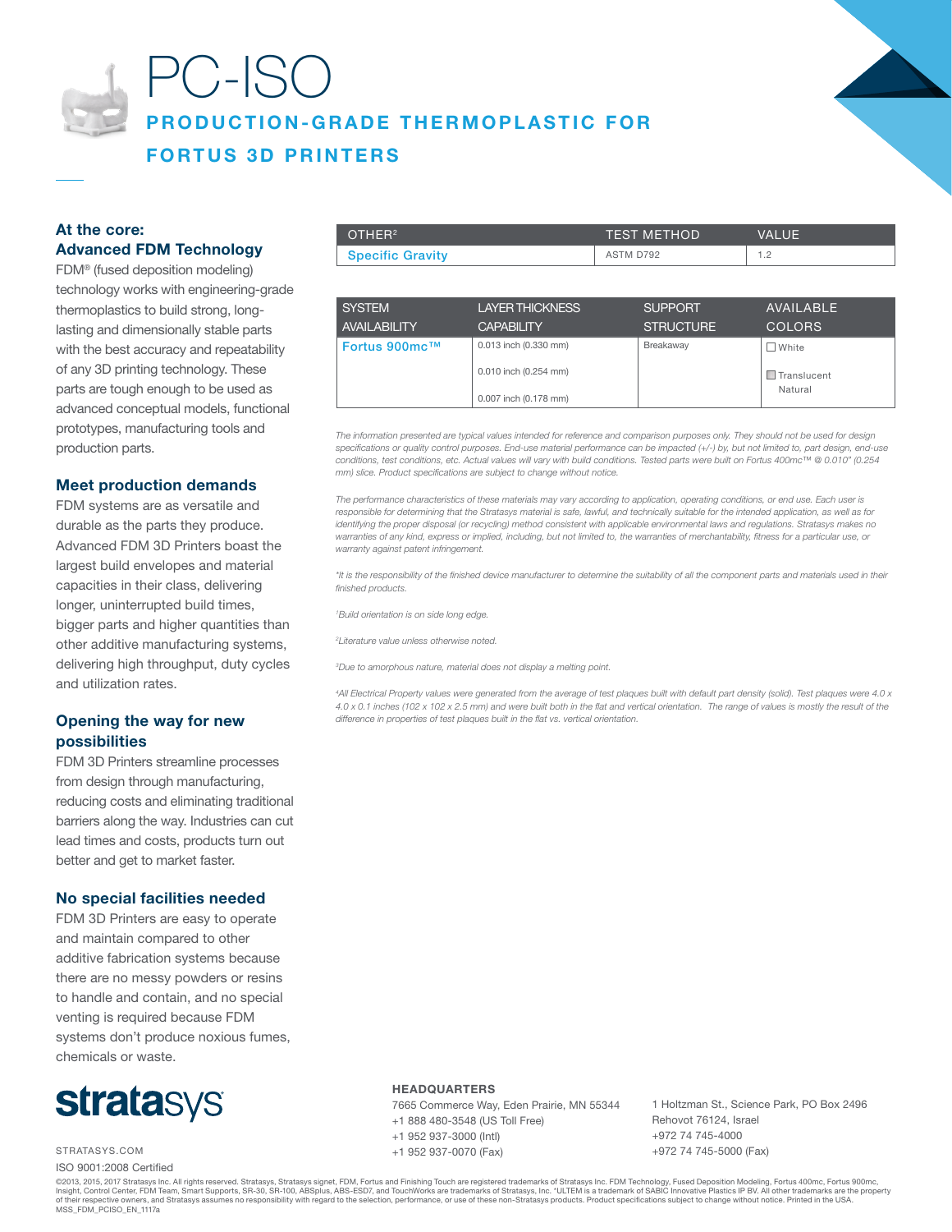# PC-ISO

## PRODUCTION-GRADE THERMOPLASTIC FOR FORTUS 3D PRINTERS

### At the core: Advanced FDM Technology

FDM® (fused deposition modeling) technology works with engineering-grade thermoplastics to build strong, long-lasting and dimensionally stable parts with the best accuracy and repeatability of any 3D printing technology. These parts are tough enough to be used as advanced conceptual models, functional prototypes, manufacturing tools and production parts.

### Meet production demands

FDM systems are as versatile and durable as the parts they produce. Advanced FDM 3D Printers boast the largest build envelopes and material capacities in their class, delivering longer, uninterrupted build times, bigger parts and higher quantities than other additive manufacturing systems, delivering high throughput, duty cycles and utilization rates.

### Opening the way for new possibilities

FDM 3D Printers streamline processes from design through manufacturing, reducing costs and eliminating traditional barriers along the way. Industries can cut lead times and costs, products turn out better and get to market faster.

### No special facilities needed

FDM 3D Printers are easy to operate and maintain compared to other additive fabrication systems because there are no messy powders or resins to handle and contain, and no special venting is required because FDM systems don't produce noxious fumes, chemicals or waste.

| OTHER[2] | TEST METHOD | VALUE |
|---|---|---|
| Specific Gravity | ASTM D792 | 1.2 |

| SYSTEM AVAILABILITY | LAYER THICKNESS CAPABILITY | SUPPORT STRUCTURE | AVAILABLE COLORS |
|---|---|---|---|
| Fortus 900mc™ | 0.013 inch (0.330 mm) | Breakaway | ☐ White |
| | 0.010 inch (0.254 mm) | | ☐ Translucent Natural |
| | 0.007 inch (0.178 mm) | | |

*The information presented are typical values intended for reference and comparison purposes only. They should not be used for design specifications or quality control purposes. End-use material performance can be impacted (+/-) by, but not limited to, part design, end-use conditions, test conditions, etc. Actual values will vary with build conditions. Tested parts were built on Fortus 400mc™ @ 0.010" (0.254 mm) slice. Product specifications are subject to change without notice.*

*The performance characteristics of these materials may vary according to application, operating conditions, or end use. Each user is responsible for determining that the Stratasys material is safe, lawful, and technically suitable for the intended application, as well as for identifying the proper disposal (or recycling) method consistent with applicable environmental laws and regulations. Stratasys makes no warranties of any kind, express or implied, including, but not limited to, the warranties of merchantability, fitness for a particular use, or warranty against patent infringement.*

*\*It is the responsibility of the finished device manufacturer to determine the suitability of all the component parts and materials used in their finished products.*

*[1]Build orientation is on side long edge.*

*[2]Literature value unless otherwise noted.*

*[3]Due to amorphous nature, material does not display a melting point.*

*[4]All Electrical Property values were generated from the average of test plaques built with default part density (solid). Test plaques were 4.0 x 4.0 x 0.1 inches (102 x 102 x 2.5 mm) and were built both in the flat and vertical orientation. The range of values is mostly the result of the difference in properties of test plaques built in the flat vs. vertical orientation.*

stratasys

STRATASYS.COM

ISO 9001:2008 Certified

**HEADQUARTERS**

7665 Commerce Way, Eden Prairie, MN 55344
+1 888 480-3548 (US Toll Free)
+1 952 937-3000 (Intl)
+1 952 937-0070 (Fax)

1 Holtzman St., Science Park, PO Box 2496
Rehovot 76124, Israel
+972 74 745-4000
+972 74 745-5000 (Fax)

©2013, 2015, 2017 Stratasys Inc. All rights reserved. Stratasys, Stratasys signet, FDM, Fortus and Finishing Touch are registered trademarks of Stratasys Inc. FDM Technology, Fused Deposition Modeling, Fortus 400mc, Fortus 900mc, Insight, Control Center, FDM Team, Smart Supports, SR-30, SR-100, ABSplus, ABS-ESD7, and TouchWorks are trademarks of Stratasys, Inc. *ULTEM is a trademark of SABIC Innovative Plastics IP BV. All other trademarks are the property of their respective owners, and Stratasys assumes no responsibility with regard to the selection, performance, or use of these non-Stratasys products. Product specifications subject to change without notice. Printed in the USA. MSS_FDM_PCISO_EN_1117a